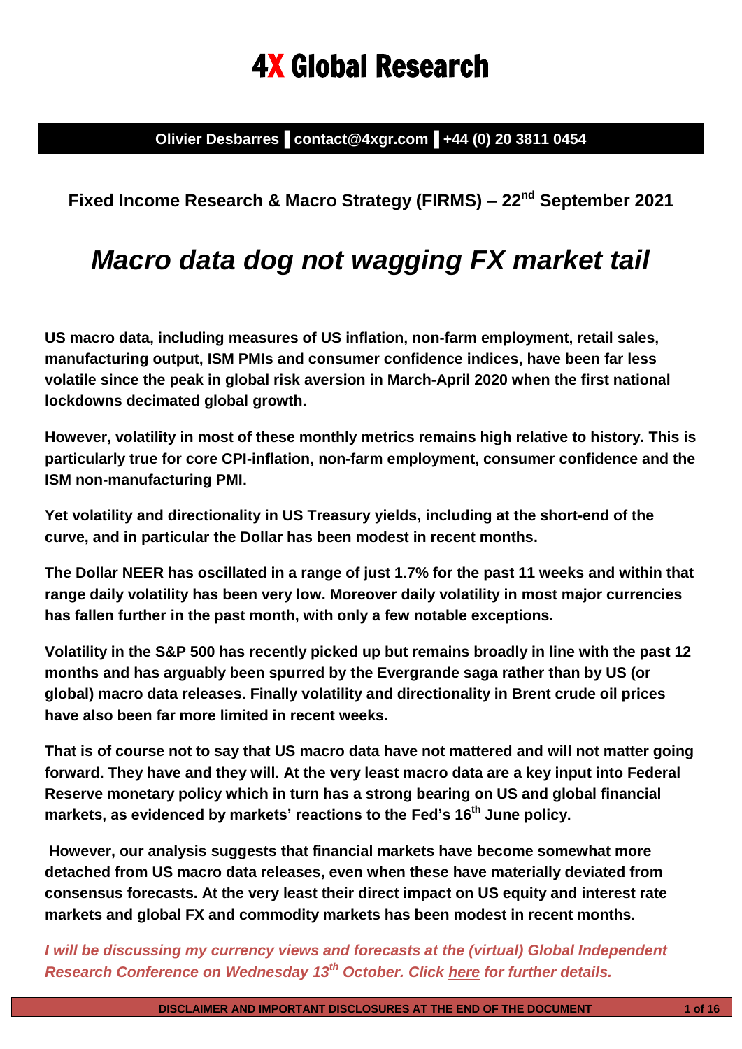# 4X Global Research

**Olivier Desbarres ▌contact@4xgr.com ▌+44 (0) 20 3811 0454**

**Fixed Income Research & Macro Strategy (FIRMS) – 22nd September 2021**

## *Macro data dog not wagging FX market tail*

**US macro data, including measures of US inflation, non-farm employment, retail sales, manufacturing output, ISM PMIs and consumer confidence indices, have been far less volatile since the peak in global risk aversion in March-April 2020 when the first national lockdowns decimated global growth.**

**However, volatility in most of these monthly metrics remains high relative to history. This is particularly true for core CPI-inflation, non-farm employment, consumer confidence and the ISM non-manufacturing PMI.**

**Yet volatility and directionality in US Treasury yields, including at the short-end of the curve, and in particular the Dollar has been modest in recent months.**

**The Dollar NEER has oscillated in a range of just 1.7% for the past 11 weeks and within that range daily volatility has been very low. Moreover daily volatility in most major currencies has fallen further in the past month, with only a few notable exceptions.**

**Volatility in the S&P 500 has recently picked up but remains broadly in line with the past 12 months and has arguably been spurred by the Evergrande saga rather than by US (or global) macro data releases. Finally volatility and directionality in Brent crude oil prices have also been far more limited in recent weeks.**

**That is of course not to say that US macro data have not mattered and will not matter going forward. They have and they will. At the very least macro data are a key input into Federal Reserve monetary policy which in turn has a strong bearing on US and global financial markets, as evidenced by markets' reactions to the Fed's 16th June policy.**

**However, our analysis suggests that financial markets have become somewhat more detached from US macro data releases, even when these have materially deviated from consensus forecasts. At the very least their direct impact on US equity and interest rate markets and global FX and commodity markets has been modest in recent months.**

***I will be discussing my currency views and forecasts at the (virtual) Global Independent Research Conference on Wednesday 13th October. Click here for further details.***

**DISCLAIMER AND IMPORTANT DISCLOSURES AT THE END OF THE DOCUMENT**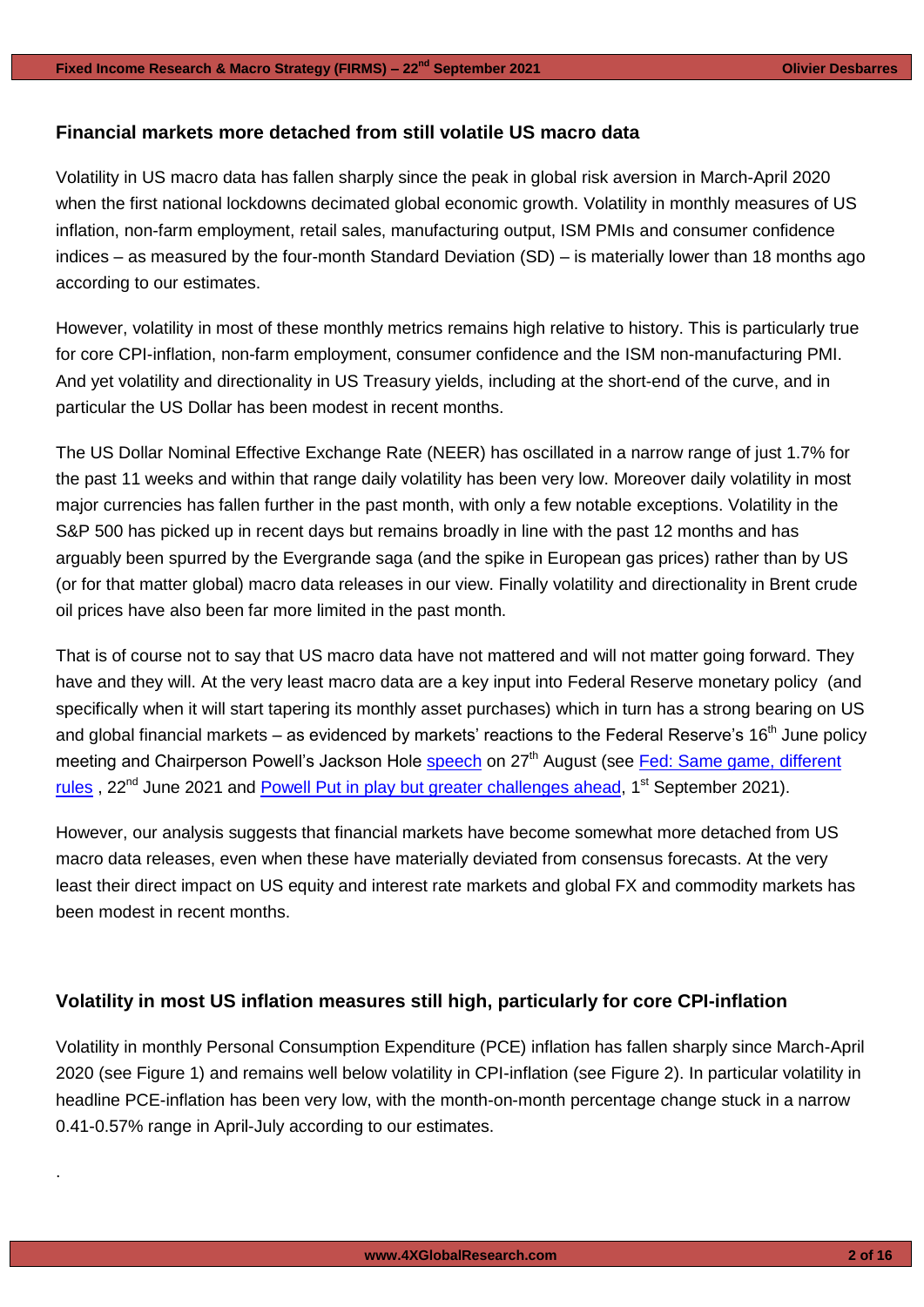## Financial markets more detached from still volatile US macro data

Volatility in US macro data has fallen sharply since the peak in global risk aversion in March-April 2020 when the first national lockdowns decimated global economic growth. Volatility in monthly measures of US inflation, non-farm employment, retail sales, manufacturing output, ISM PMIs and consumer confidence indices – as measured by the four-month Standard Deviation (SD) – is materially lower than 18 months ago according to our estimates.

However, volatility in most of these monthly metrics remains high relative to history. This is particularly true for core CPI-inflation, non-farm employment, consumer confidence and the ISM non-manufacturing PMI. And yet volatility and directionality in US Treasury yields, including at the short-end of the curve, and in particular the US Dollar has been modest in recent months.

The US Dollar Nominal Effective Exchange Rate (NEER) has oscillated in a narrow range of just 1.7% for the past 11 weeks and within that range daily volatility has been very low. Moreover daily volatility in most major currencies has fallen further in the past month, with only a few notable exceptions. Volatility in the S&P 500 has picked up in recent days but remains broadly in line with the past 12 months and has arguably been spurred by the Evergrande saga (and the spike in European gas prices) rather than by US (or for that matter global) macro data releases in our view. Finally volatility and directionality in Brent crude oil prices have also been far more limited in the past month.

That is of course not to say that US macro data have not mattered and will not matter going forward. They have and they will. At the very least macro data are a key input into Federal Reserve monetary policy (and specifically when it will start tapering its monthly asset purchases) which in turn has a strong bearing on US and global financial markets – as evidenced by markets' reactions to the Federal Reserve's 16th June policy meeting and Chairperson Powell's Jackson Hole speech on 27th August (see Fed: Same game, different rules, 22nd June 2021 and Powell Put in play but greater challenges ahead, 1st September 2021).

However, our analysis suggests that financial markets have become somewhat more detached from US macro data releases, even when these have materially deviated from consensus forecasts. At the very least their direct impact on US equity and interest rate markets and global FX and commodity markets has been modest in recent months.

## Volatility in most US inflation measures still high, particularly for core CPI-inflation

Volatility in monthly Personal Consumption Expenditure (PCE) inflation has fallen sharply since March-April 2020 (see Figure 1) and remains well below volatility in CPI-inflation (see Figure 2). In particular volatility in headline PCE-inflation has been very low, with the month-on-month percentage change stuck in a narrow 0.41-0.57% range in April-July according to our estimates.

.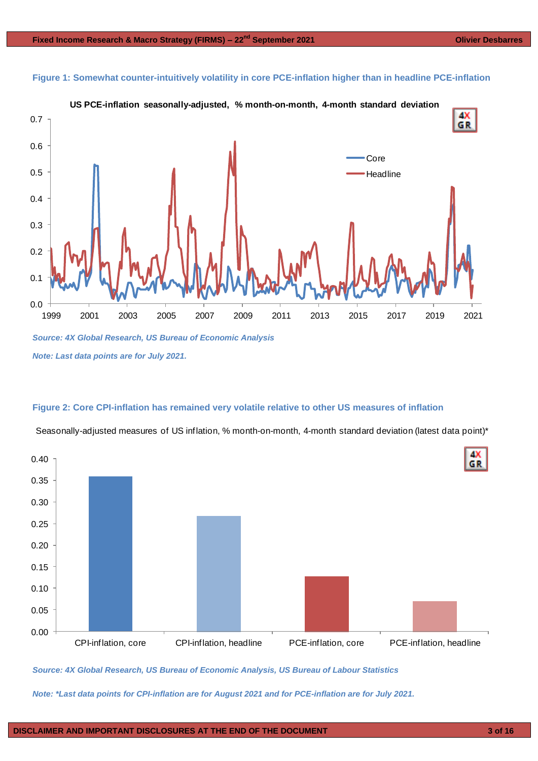**Figure 1: Somewhat counter-intuitively volatility in core PCE-inflation higher than in headline PCE-inflation**

*Source: 4X Global Research, US Bureau of Economic Analysis*

*Note: Last data points are for July 2021.*

**Figure 2: Core CPI-inflation has remained very volatile relative to other US measures of inflation**

*Source: 4X Global Research, US Bureau of Economic Analysis, US Bureau of Labour Statistics*

*Note: *Last data points for CPI-inflation are for August 2021 and for PCE-inflation are for July 2021.*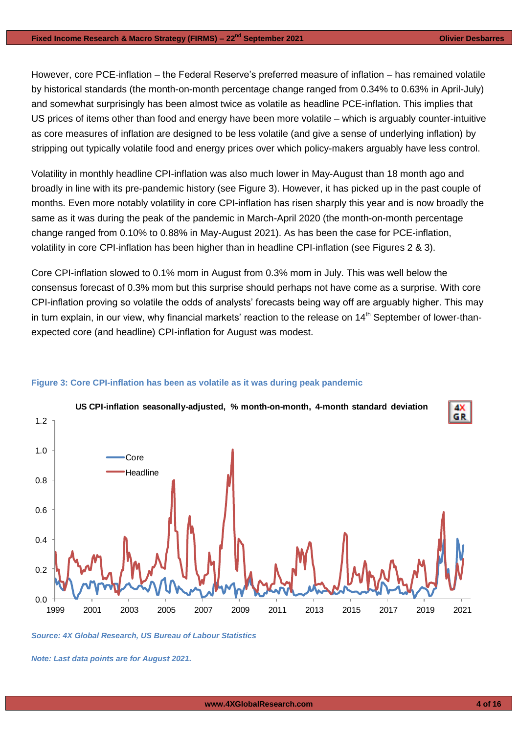However, core PCE-inflation – the Federal Reserve's preferred measure of inflation – has remained volatile by historical standards (the month-on-month percentage change ranged from 0.34% to 0.63% in April-July) and somewhat surprisingly has been almost twice as volatile as headline PCE-inflation. This implies that US prices of items other than food and energy have been more volatile – which is arguably counter-intuitive as core measures of inflation are designed to be less volatile (and give a sense of underlying inflation) by stripping out typically volatile food and energy prices over which policy-makers arguably have less control.

Volatility in monthly headline CPI-inflation was also much lower in May-August than 18 month ago and broadly in line with its pre-pandemic history (see Figure 3). However, it has picked up in the past couple of months. Even more notably volatility in core CPI-inflation has risen sharply this year and is now broadly the same as it was during the peak of the pandemic in March-April 2020 (the month-on-month percentage change ranged from 0.10% to 0.88% in May-August 2021). As has been the case for PCE-inflation, volatility in core CPI-inflation has been higher than in headline CPI-inflation (see Figures 2 & 3).

Core CPI-inflation slowed to 0.1% mom in August from 0.3% mom in July. This was well below the consensus forecast of 0.3% mom but this surprise should perhaps not have come as a surprise. With core CPI-inflation proving so volatile the odds of analysts' forecasts being way off are arguably higher. This may in turn explain, in our view, why financial markets' reaction to the release on 14th September of lower-than-expected core (and headline) CPI-inflation for August was modest.

**Figure 3: Core CPI-inflation has been as volatile as it was during peak pandemic**

*Source: 4X Global Research, US Bureau of Labour Statistics*

*Note: Last data points are for August 2021.*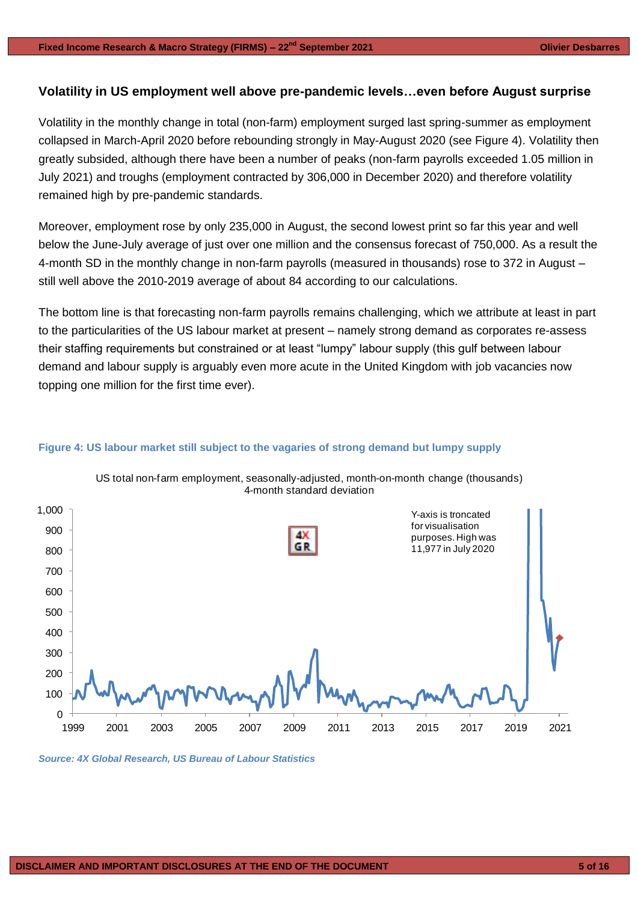## Volatility in US employment well above pre-pandemic levels…even before August surprise

Volatility in the monthly change in total (non-farm) employment surged last spring-summer as employment collapsed in March-April 2020 before rebounding strongly in May-August 2020 (see Figure 4). Volatility then greatly subsided, although there have been a number of peaks (non-farm payrolls exceeded 1.05 million in July 2021) and troughs (employment contracted by 306,000 in December 2020) and therefore volatility remained high by pre-pandemic standards.

Moreover, employment rose by only 235,000 in August, the second lowest print so far this year and well below the June-July average of just over one million and the consensus forecast of 750,000. As a result the 4-month SD in the monthly change in non-farm payrolls (measured in thousands) rose to 372 in August – still well above the 2010-2019 average of about 84 according to our calculations.

The bottom line is that forecasting non-farm payrolls remains challenging, which we attribute at least in part to the particularities of the US labour market at present – namely strong demand as corporates re-assess their staffing requirements but constrained or at least "lumpy" labour supply (this gulf between labour demand and labour supply is arguably even more acute in the United Kingdom with job vacancies now topping one million for the first time ever).

**Figure 4: US labour market still subject to the vagaries of strong demand but lumpy supply**

US total non-farm employment, seasonally-adjusted, month-on-month change (thousands) 4-month standard deviation

Y-axis is troncated for visualisation purposes. High was 11,977 in July 2020

*Source: 4X Global Research, US Bureau of Labour Statistics*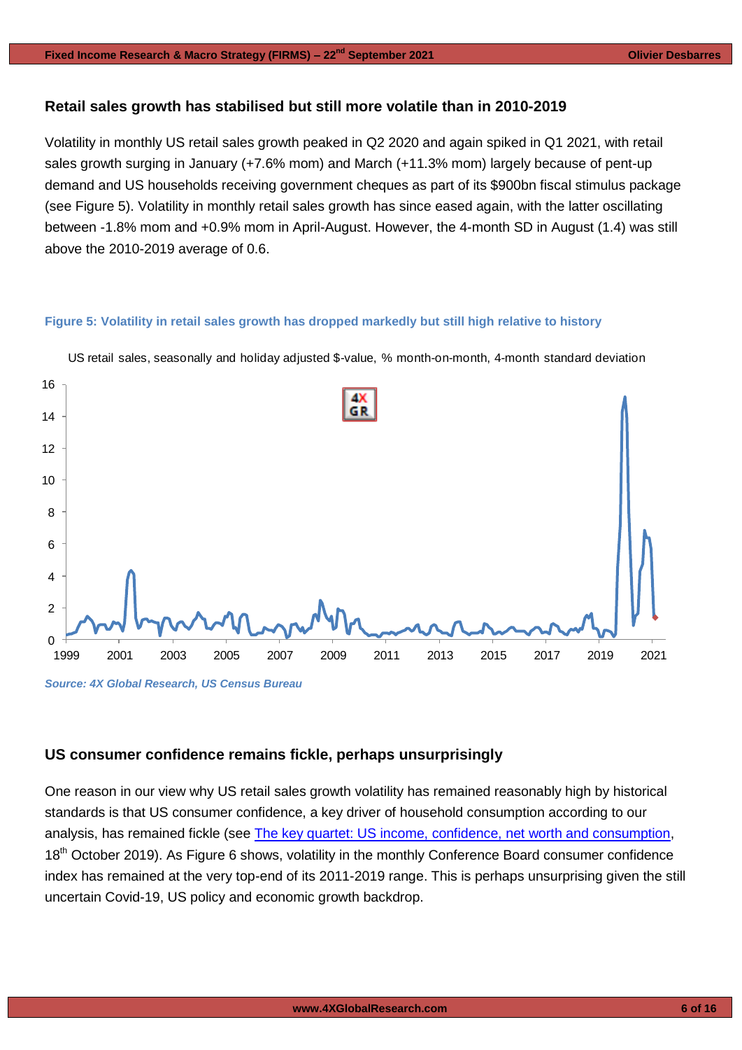## Retail sales growth has stabilised but still more volatile than in 2010-2019

Volatility in monthly US retail sales growth peaked in Q2 2020 and again spiked in Q1 2021, with retail sales growth surging in January (+7.6% mom) and March (+11.3% mom) largely because of pent-up demand and US households receiving government cheques as part of its $900bn fiscal stimulus package (see Figure 5). Volatility in monthly retail sales growth has since eased again, with the latter oscillating between -1.8% mom and +0.9% mom in April-August. However, the 4-month SD in August (1.4) was still above the 2010-2019 average of 0.6.

**Figure 5: Volatility in retail sales growth has dropped markedly but still high relative to history**

US retail sales, seasonally and holiday adjusted $-value, % month-on-month, 4-month standard deviation

*Source: 4X Global Research, US Census Bureau*

## US consumer confidence remains fickle, perhaps unsurprisingly

One reason in our view why US retail sales growth volatility has remained reasonably high by historical standards is that US consumer confidence, a key driver of household consumption according to our analysis, has remained fickle (see The key quartet: US income, confidence, net worth and consumption, 18th October 2019). As Figure 6 shows, volatility in the monthly Conference Board consumer confidence index has remained at the very top-end of its 2011-2019 range. This is perhaps unsurprising given the still uncertain Covid-19, US policy and economic growth backdrop.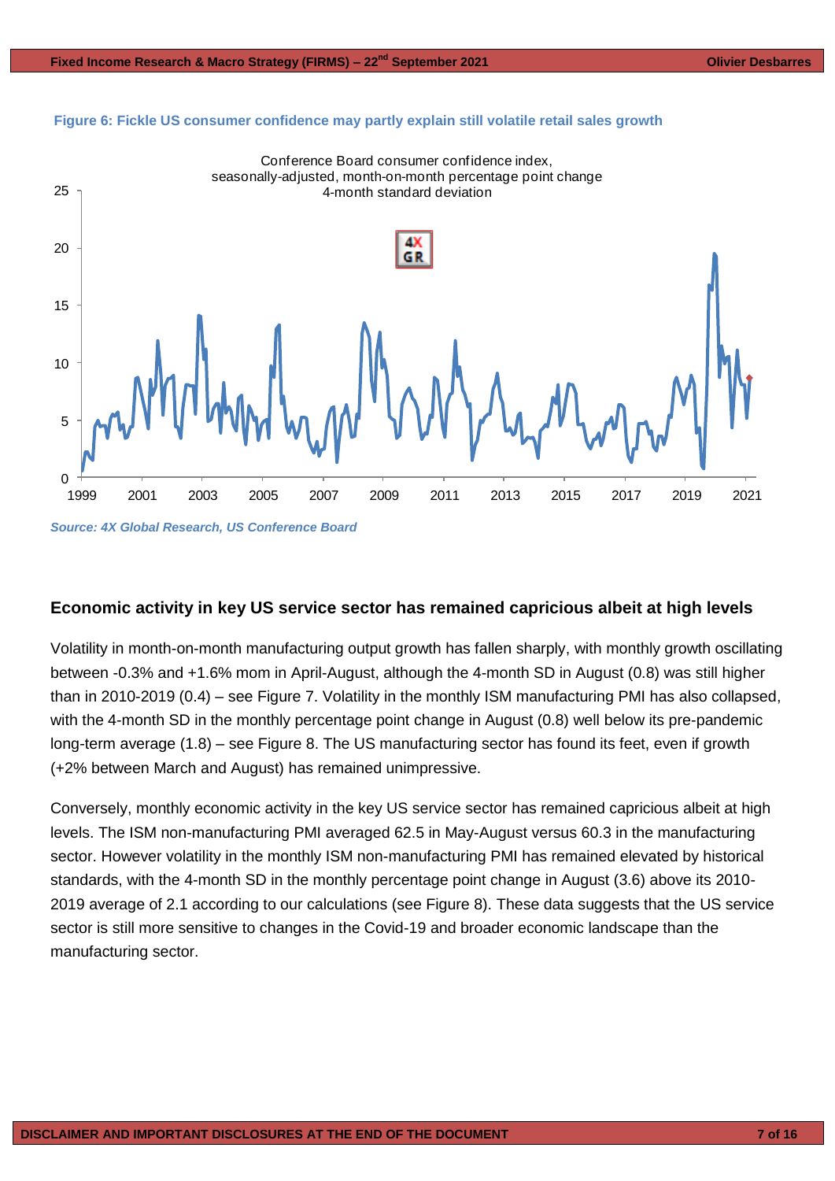**Figure 6: Fickle US consumer confidence may partly explain still volatile retail sales growth**

*Source: 4X Global Research, US Conference Board*

## Economic activity in key US service sector has remained capricious albeit at high levels

Volatility in month-on-month manufacturing output growth has fallen sharply, with monthly growth oscillating between -0.3% and +1.6% mom in April-August, although the 4-month SD in August (0.8) was still higher than in 2010-2019 (0.4) – see Figure 7. Volatility in the monthly ISM manufacturing PMI has also collapsed, with the 4-month SD in the monthly percentage point change in August (0.8) well below its pre-pandemic long-term average (1.8) – see Figure 8. The US manufacturing sector has found its feet, even if growth (+2% between March and August) has remained unimpressive.

Conversely, monthly economic activity in the key US service sector has remained capricious albeit at high levels. The ISM non-manufacturing PMI averaged 62.5 in May-August versus 60.3 in the manufacturing sector. However volatility in the monthly ISM non-manufacturing PMI has remained elevated by historical standards, with the 4-month SD in the monthly percentage point change in August (3.6) above its 2010-2019 average of 2.1 according to our calculations (see Figure 8). These data suggests that the US service sector is still more sensitive to changes in the Covid-19 and broader economic landscape than the manufacturing sector.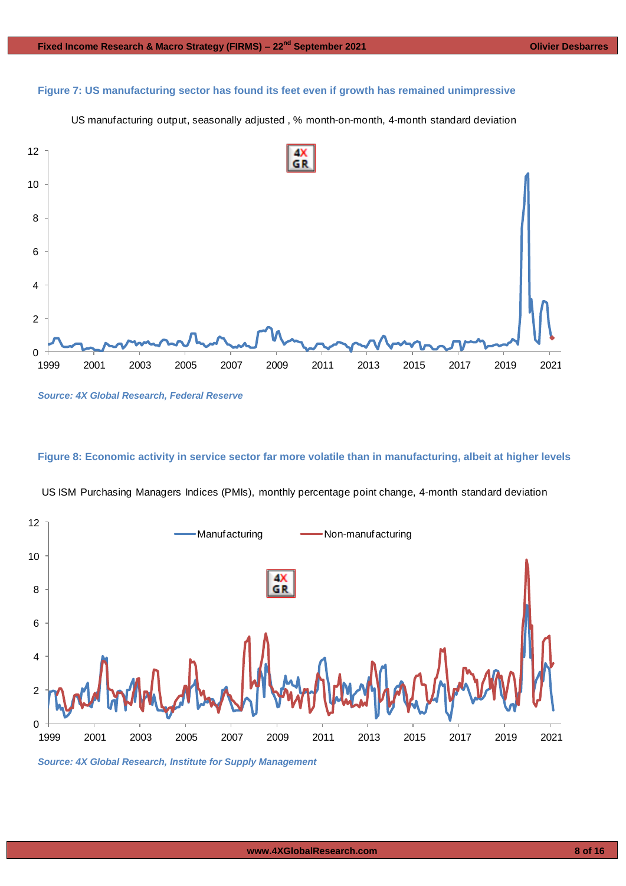**Figure 7: US manufacturing sector has found its feet even if growth has remained unimpressive**

US manufacturing output, seasonally adjusted , % month-on-month, 4-month standard deviation

*Source: 4X Global Research, Federal Reserve*

**Figure 8: Economic activity in service sector far more volatile than in manufacturing, albeit at higher levels**

US ISM Purchasing Managers Indices (PMIs), monthly percentage point change, 4-month standard deviation

*Source: 4X Global Research, Institute for Supply Management*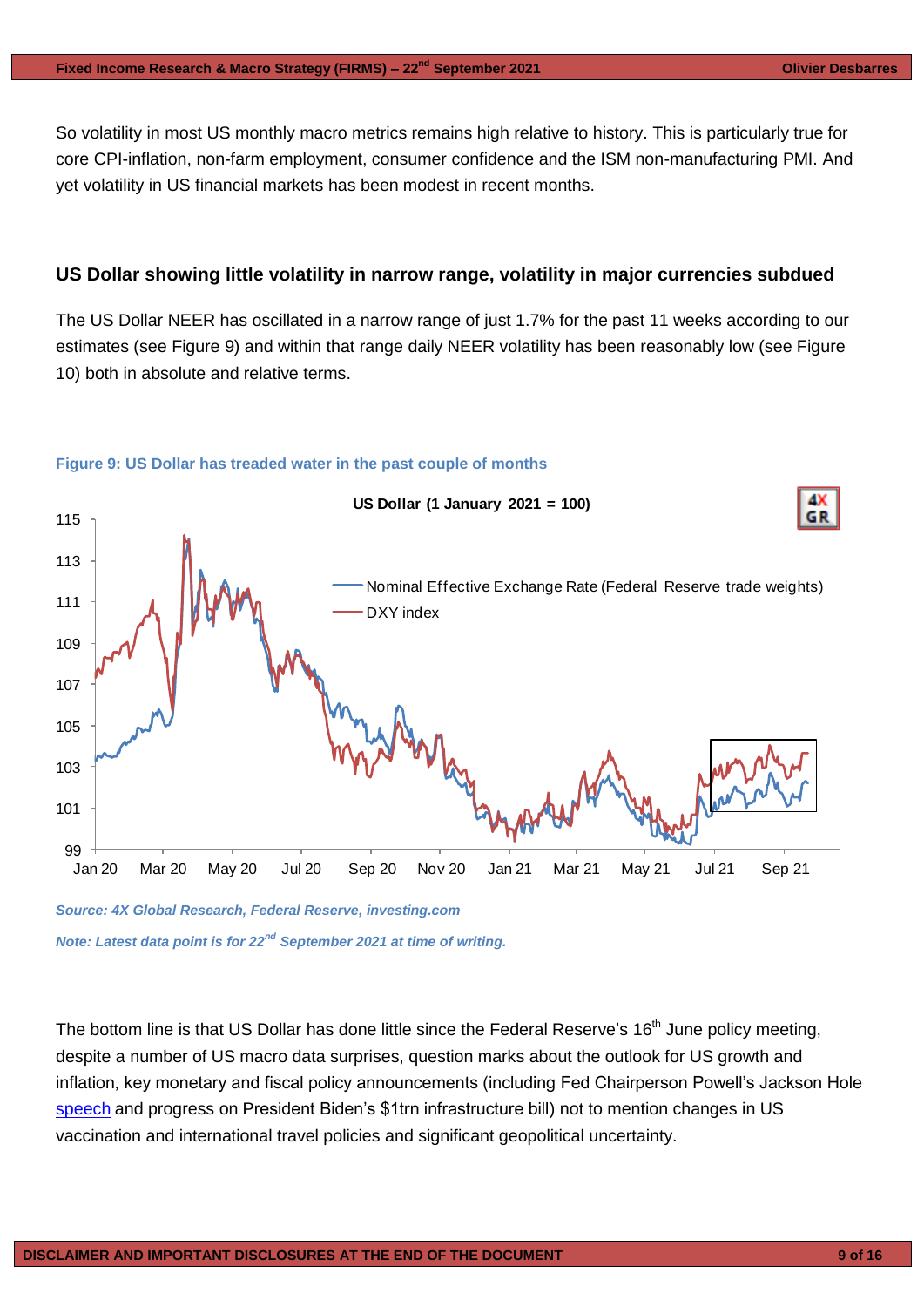So volatility in most US monthly macro metrics remains high relative to history. This is particularly true for core CPI-inflation, non-farm employment, consumer confidence and the ISM non-manufacturing PMI. And yet volatility in US financial markets has been modest in recent months.

## US Dollar showing little volatility in narrow range, volatility in major currencies subdued

The US Dollar NEER has oscillated in a narrow range of just 1.7% for the past 11 weeks according to our estimates (see Figure 9) and within that range daily NEER volatility has been reasonably low (see Figure 10) both in absolute and relative terms.

**Figure 9: US Dollar has treaded water in the past couple of months**

*Source: 4X Global Research, Federal Reserve, investing.com*

*Note: Latest data point is for 22nd September 2021 at time of writing.*

The bottom line is that US Dollar has done little since the Federal Reserve's 16th June policy meeting, despite a number of US macro data surprises, question marks about the outlook for US growth and inflation, key monetary and fiscal policy announcements (including Fed Chairperson Powell's Jackson Hole speech and progress on President Biden's $1trn infrastructure bill) not to mention changes in US vaccination and international travel policies and significant geopolitical uncertainty.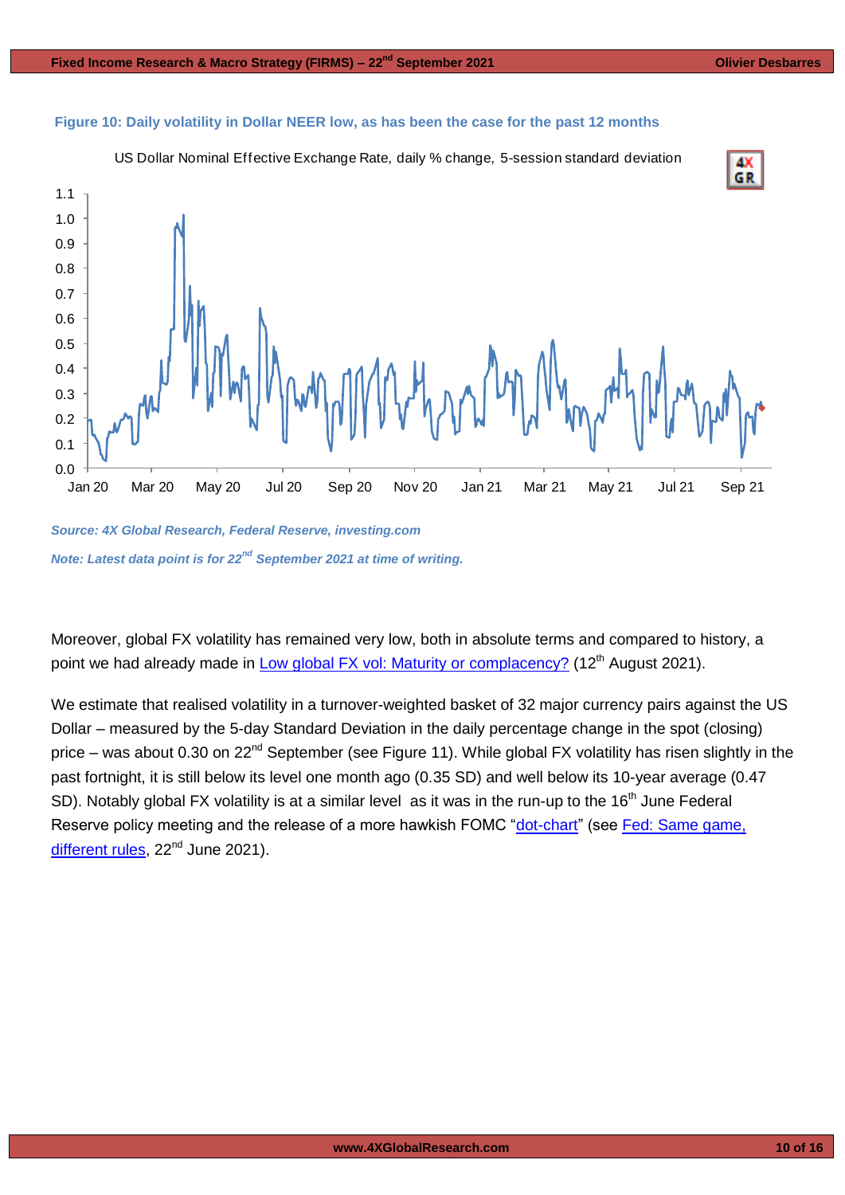**Figure 10: Daily volatility in Dollar NEER low, as has been the case for the past 12 months**

*Source: 4X Global Research, Federal Reserve, investing.com*

*Note: Latest data point is for 22nd September 2021 at time of writing.*

Moreover, global FX volatility has remained very low, both in absolute terms and compared to history, a point we had already made in [Low global FX vol: Maturity or complacency?]() (12th August 2021).

We estimate that realised volatility in a turnover-weighted basket of 32 major currency pairs against the US Dollar – measured by the 5-day Standard Deviation in the daily percentage change in the spot (closing) price – was about 0.30 on 22nd September (see Figure 11). While global FX volatility has risen slightly in the past fortnight, it is still below its level one month ago (0.35 SD) and well below its 10-year average (0.47 SD). Notably global FX volatility is at a similar level as it was in the run-up to the 16th June Federal Reserve policy meeting and the release of a more hawkish FOMC "[dot-chart]()" (see [Fed: Same game, different rules](), 22nd June 2021).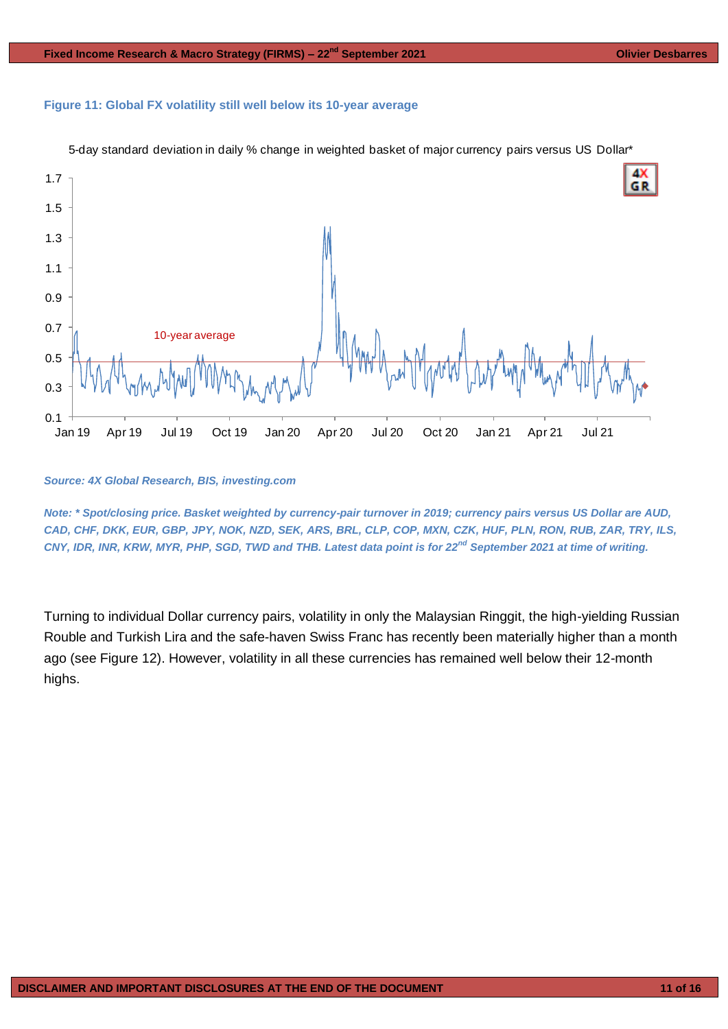**Figure 11: Global FX volatility still well below its 10-year average**

*Source: 4X Global Research, BIS, investing.com*

*Note: * Spot/closing price. Basket weighted by currency-pair turnover in 2019; currency pairs versus US Dollar are AUD, CAD, CHF, DKK, EUR, GBP, JPY, NOK, NZD, SEK, ARS, BRL, CLP, COP, MXN, CZK, HUF, PLN, RON, RUB, ZAR, TRY, ILS, CNY, IDR, INR, KRW, MYR, PHP, SGD, TWD and THB. Latest data point is for 22nd September 2021 at time of writing.*

Turning to individual Dollar currency pairs, volatility in only the Malaysian Ringgit, the high-yielding Russian Rouble and Turkish Lira and the safe-haven Swiss Franc has recently been materially higher than a month ago (see Figure 12). However, volatility in all these currencies has remained well below their 12-month highs.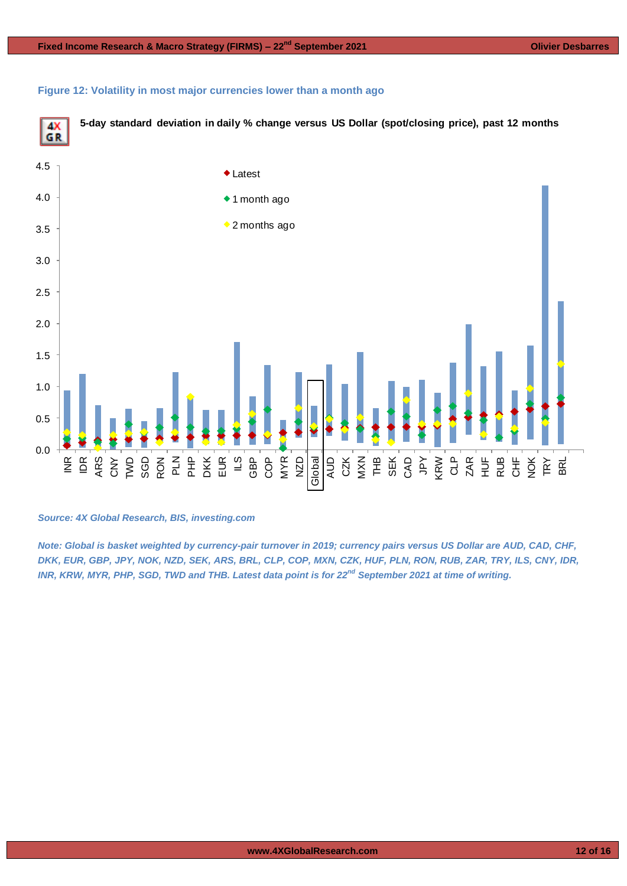**Figure 12: Volatility in most major currencies lower than a month ago**

**5-day standard deviation in daily % change versus US Dollar (spot/closing price), past 12 months**

*Source: 4X Global Research, BIS, investing.com*

*Note: Global is basket weighted by currency-pair turnover in 2019; currency pairs versus US Dollar are AUD, CAD, CHF, DKK, EUR, GBP, JPY, NOK, NZD, SEK, ARS, BRL, CLP, COP, MXN, CZK, HUF, PLN, RON, RUB, ZAR, TRY, ILS, CNY, IDR, INR, KRW, MYR, PHP, SGD, TWD and THB. Latest data point is for 22nd September 2021 at time of writing.*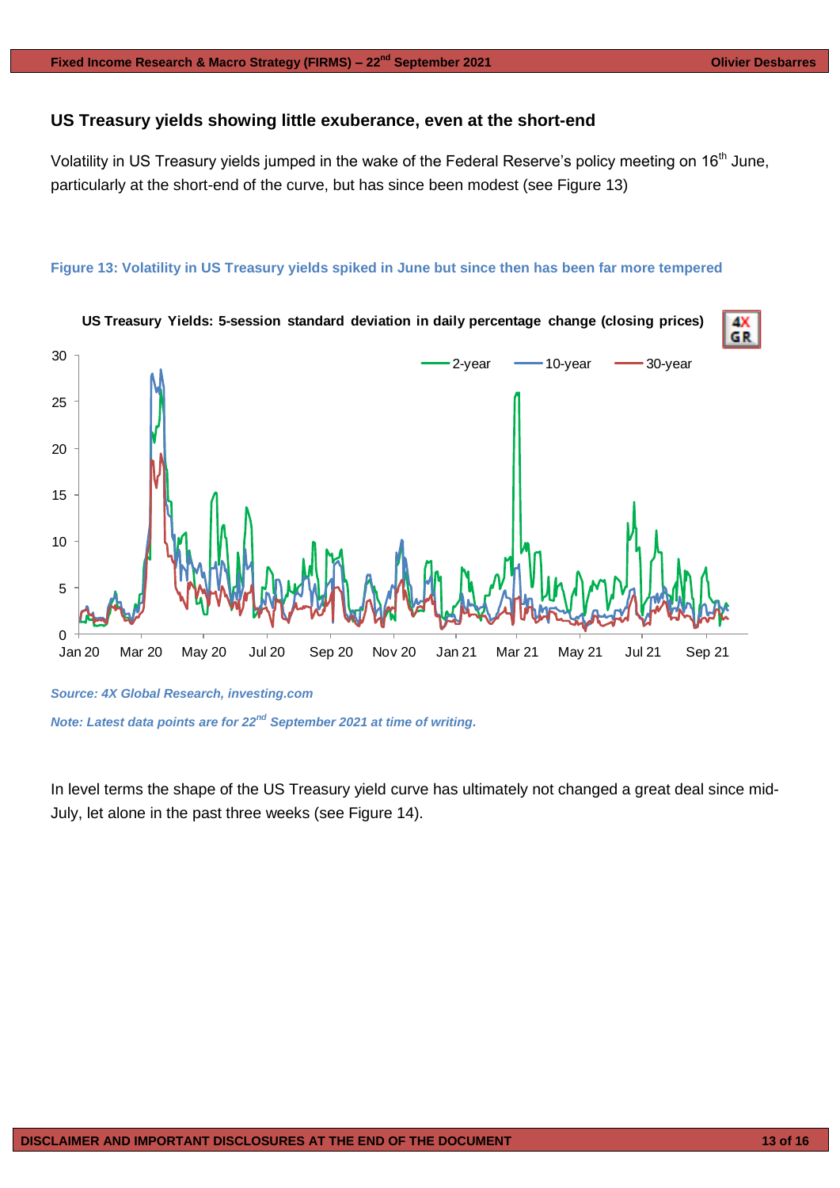## US Treasury yields showing little exuberance, even at the short-end

Volatility in US Treasury yields jumped in the wake of the Federal Reserve's policy meeting on 16th June, particularly at the short-end of the curve, but has since been modest (see Figure 13)

**Figure 13: Volatility in US Treasury yields spiked in June but since then has been far more tempered**

**US Treasury Yields: 5-session standard deviation in daily percentage change (closing prices)**

*Source: 4X Global Research, investing.com*

*Note: Latest data points are for 22nd September 2021 at time of writing.*

In level terms the shape of the US Treasury yield curve has ultimately not changed a great deal since mid-July, let alone in the past three weeks (see Figure 14).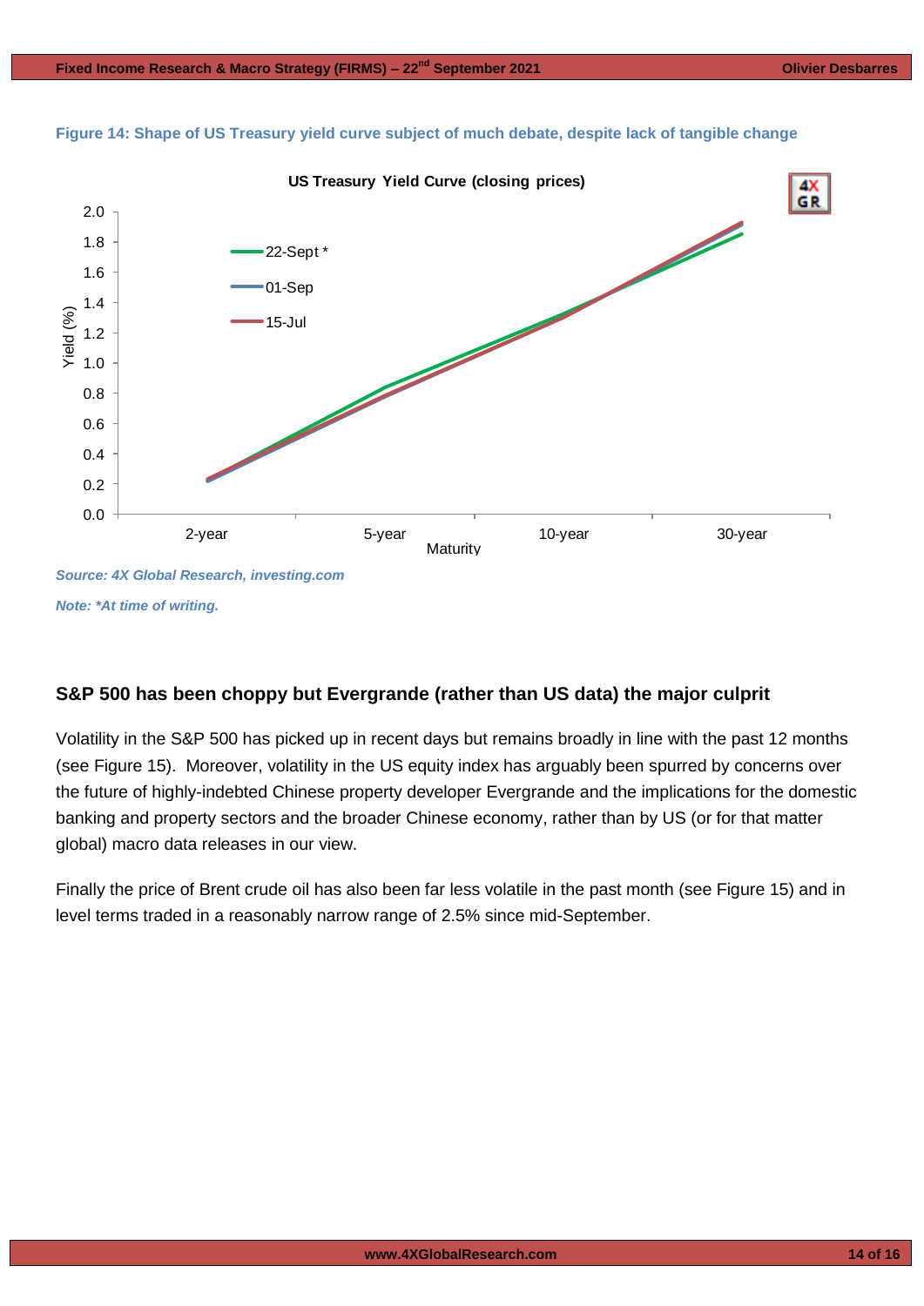**Figure 14: Shape of US Treasury yield curve subject of much debate, despite lack of tangible change**

*Source: 4X Global Research, investing.com*

*Note: \*At time of writing.*

## S&P 500 has been choppy but Evergrande (rather than US data) the major culprit

Volatility in the S&P 500 has picked up in recent days but remains broadly in line with the past 12 months (see Figure 15). Moreover, volatility in the US equity index has arguably been spurred by concerns over the future of highly-indebted Chinese property developer Evergrande and the implications for the domestic banking and property sectors and the broader Chinese economy, rather than by US (or for that matter global) macro data releases in our view.

Finally the price of Brent crude oil has also been far less volatile in the past month (see Figure 15) and in level terms traded in a reasonably narrow range of 2.5% since mid-September.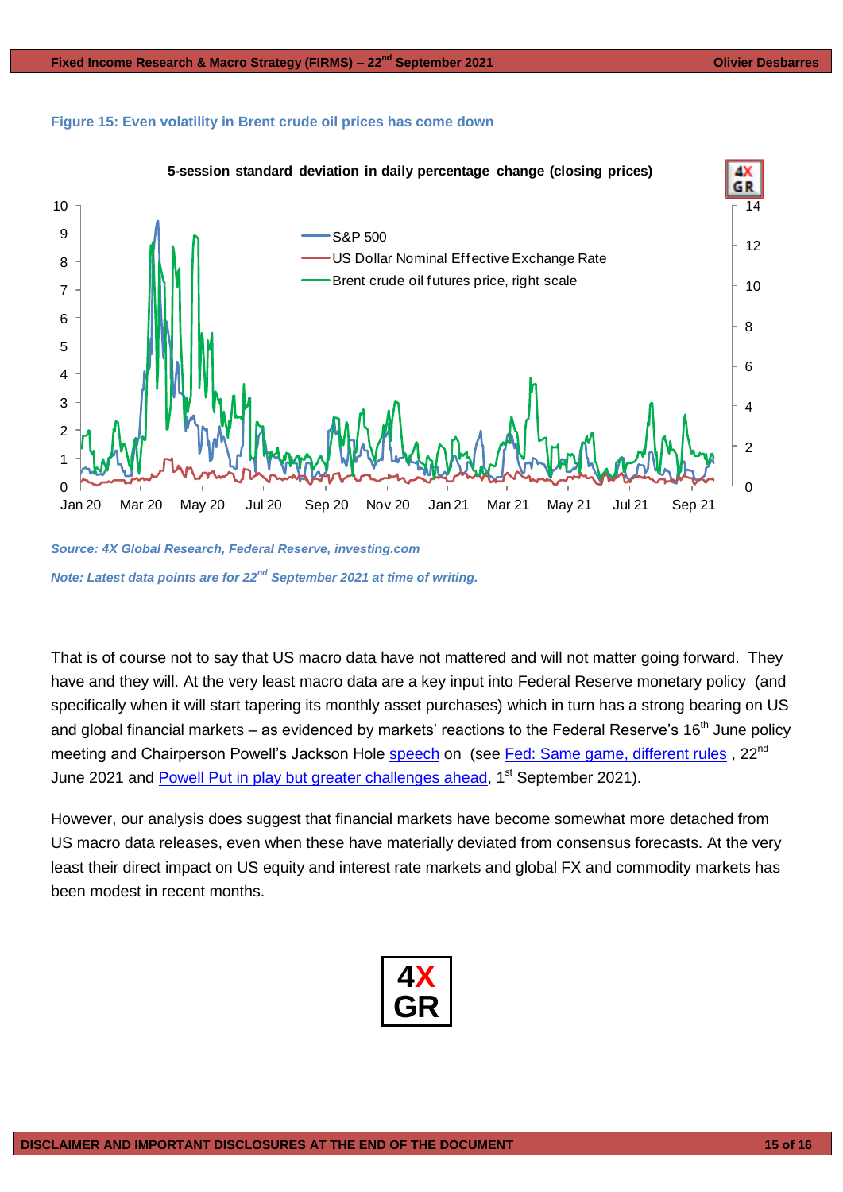**Figure 15: Even volatility in Brent crude oil prices has come down**

5-session standard deviation in daily percentage change (closing prices)

*Source: 4X Global Research, Federal Reserve, investing.com*

*Note: Latest data points are for 22nd September 2021 at time of writing.*

That is of course not to say that US macro data have not mattered and will not matter going forward. They have and they will. At the very least macro data are a key input into Federal Reserve monetary policy (and specifically when it will start tapering its monthly asset purchases) which in turn has a strong bearing on US and global financial markets – as evidenced by markets' reactions to the Federal Reserve's 16th June policy meeting and Chairperson Powell's Jackson Hole speech on (see Fed: Same game, different rules , 22nd June 2021 and Powell Put in play but greater challenges ahead, 1st September 2021).

However, our analysis does suggest that financial markets have become somewhat more detached from US macro data releases, even when these have materially deviated from consensus forecasts. At the very least their direct impact on US equity and interest rate markets and global FX and commodity markets has been modest in recent months.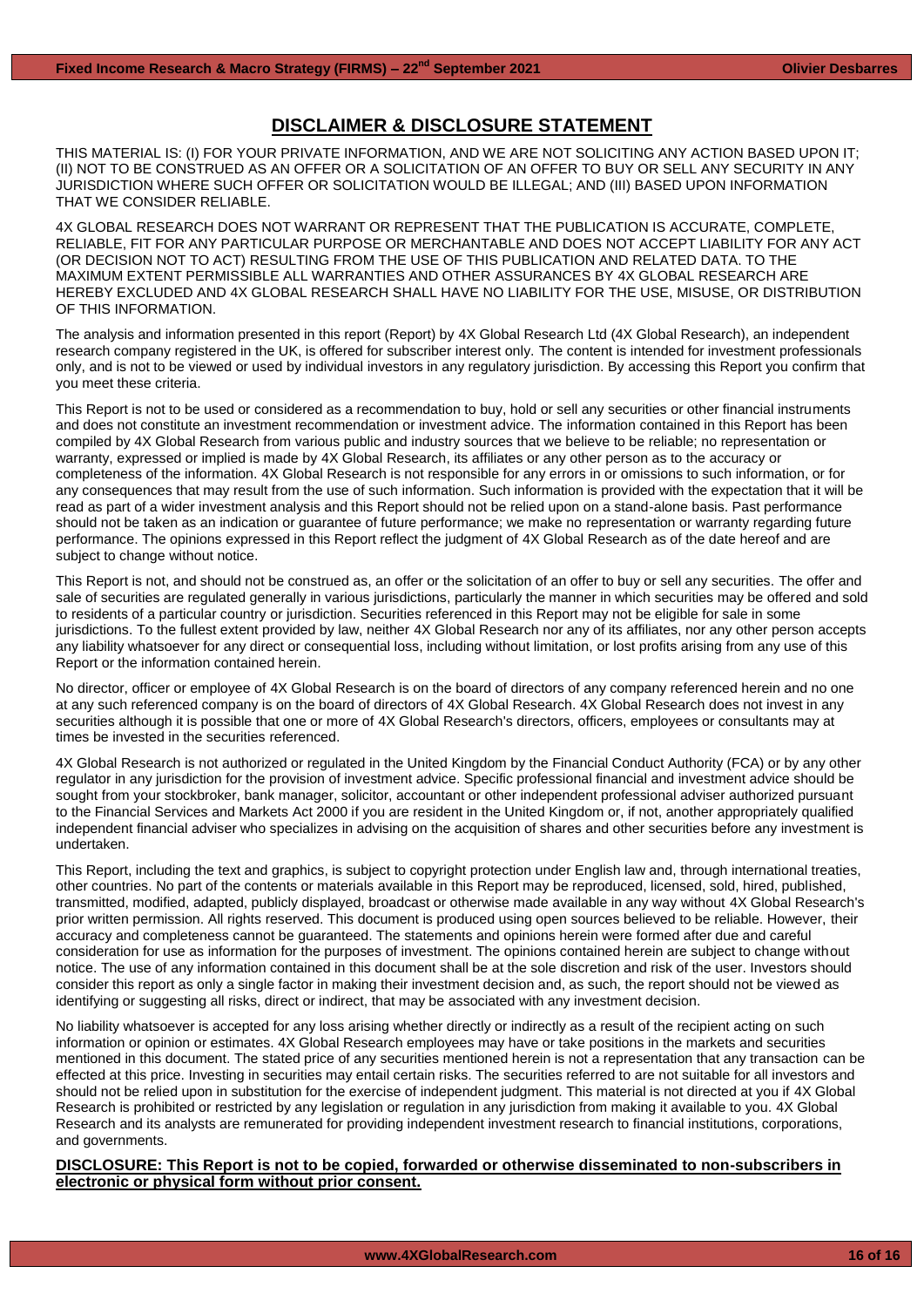## DISCLAIMER & DISCLOSURE STATEMENT

THIS MATERIAL IS: (I) FOR YOUR PRIVATE INFORMATION, AND WE ARE NOT SOLICITING ANY ACTION BASED UPON IT; (II) NOT TO BE CONSTRUED AS AN OFFER OR A SOLICITATION OF AN OFFER TO BUY OR SELL ANY SECURITY IN ANY JURISDICTION WHERE SUCH OFFER OR SOLICITATION WOULD BE ILLEGAL; AND (III) BASED UPON INFORMATION THAT WE CONSIDER RELIABLE.

4X GLOBAL RESEARCH DOES NOT WARRANT OR REPRESENT THAT THE PUBLICATION IS ACCURATE, COMPLETE, RELIABLE, FIT FOR ANY PARTICULAR PURPOSE OR MERCHANTABLE AND DOES NOT ACCEPT LIABILITY FOR ANY ACT (OR DECISION NOT TO ACT) RESULTING FROM THE USE OF THIS PUBLICATION AND RELATED DATA. TO THE MAXIMUM EXTENT PERMISSIBLE ALL WARRANTIES AND OTHER ASSURANCES BY 4X GLOBAL RESEARCH ARE HEREBY EXCLUDED AND 4X GLOBAL RESEARCH SHALL HAVE NO LIABILITY FOR THE USE, MISUSE, OR DISTRIBUTION OF THIS INFORMATION.

The analysis and information presented in this report (Report) by 4X Global Research Ltd (4X Global Research), an independent research company registered in the UK, is offered for subscriber interest only. The content is intended for investment professionals only, and is not to be viewed or used by individual investors in any regulatory jurisdiction. By accessing this Report you confirm that you meet these criteria.

This Report is not to be used or considered as a recommendation to buy, hold or sell any securities or other financial instruments and does not constitute an investment recommendation or investment advice. The information contained in this Report has been compiled by 4X Global Research from various public and industry sources that we believe to be reliable; no representation or warranty, expressed or implied is made by 4X Global Research, its affiliates or any other person as to the accuracy or completeness of the information. 4X Global Research is not responsible for any errors in or omissions to such information, or for any consequences that may result from the use of such information. Such information is provided with the expectation that it will be read as part of a wider investment analysis and this Report should not be relied upon on a stand-alone basis. Past performance should not be taken as an indication or guarantee of future performance; we make no representation or warranty regarding future performance. The opinions expressed in this Report reflect the judgment of 4X Global Research as of the date hereof and are subject to change without notice.

This Report is not, and should not be construed as, an offer or the solicitation of an offer to buy or sell any securities. The offer and sale of securities are regulated generally in various jurisdictions, particularly the manner in which securities may be offered and sold to residents of a particular country or jurisdiction. Securities referenced in this Report may not be eligible for sale in some jurisdictions. To the fullest extent provided by law, neither 4X Global Research nor any of its affiliates, nor any other person accepts any liability whatsoever for any direct or consequential loss, including without limitation, or lost profits arising from any use of this Report or the information contained herein.

No director, officer or employee of 4X Global Research is on the board of directors of any company referenced herein and no one at any such referenced company is on the board of directors of 4X Global Research. 4X Global Research does not invest in any securities although it is possible that one or more of 4X Global Research's directors, officers, employees or consultants may at times be invested in the securities referenced.

4X Global Research is not authorized or regulated in the United Kingdom by the Financial Conduct Authority (FCA) or by any other regulator in any jurisdiction for the provision of investment advice. Specific professional financial and investment advice should be sought from your stockbroker, bank manager, solicitor, accountant or other independent professional adviser authorized pursuant to the Financial Services and Markets Act 2000 if you are resident in the United Kingdom or, if not, another appropriately qualified independent financial adviser who specializes in advising on the acquisition of shares and other securities before any investment is undertaken.

This Report, including the text and graphics, is subject to copyright protection under English law and, through international treaties, other countries. No part of the contents or materials available in this Report may be reproduced, licensed, sold, hired, published, transmitted, modified, adapted, publicly displayed, broadcast or otherwise made available in any way without 4X Global Research's prior written permission. All rights reserved. This document is produced using open sources believed to be reliable. However, their accuracy and completeness cannot be guaranteed. The statements and opinions herein were formed after due and careful consideration for use as information for the purposes of investment. The opinions contained herein are subject to change without notice. The use of any information contained in this document shall be at the sole discretion and risk of the user. Investors should consider this report as only a single factor in making their investment decision and, as such, the report should not be viewed as identifying or suggesting all risks, direct or indirect, that may be associated with any investment decision.

No liability whatsoever is accepted for any loss arising whether directly or indirectly as a result of the recipient acting on such information or opinion or estimates. 4X Global Research employees may have or take positions in the markets and securities mentioned in this document. The stated price of any securities mentioned herein is not a representation that any transaction can be effected at this price. Investing in securities may entail certain risks. The securities referred to are not suitable for all investors and should not be relied upon in substitution for the exercise of independent judgment. This material is not directed at you if 4X Global Research is prohibited or restricted by any legislation or regulation in any jurisdiction from making it available to you. 4X Global Research and its analysts are remunerated for providing independent investment research to financial institutions, corporations, and governments.

**DISCLOSURE: This Report is not to be copied, forwarded or otherwise disseminated to non-subscribers in electronic or physical form without prior consent.**